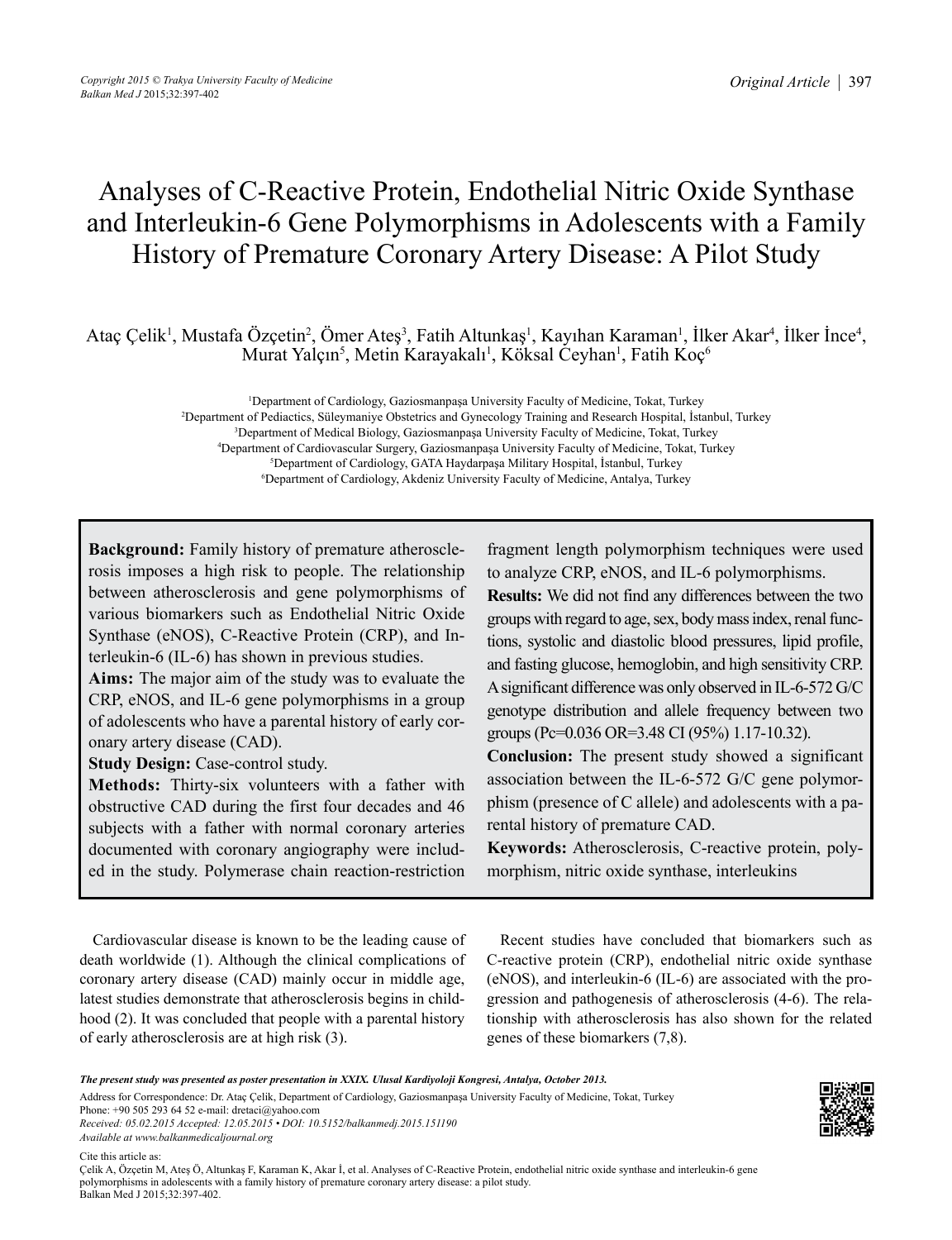# Analyses of C-Reactive Protein, Endothelial Nitric Oxide Synthase and Interleukin-6 Gene Polymorphisms in Adolescents with a Family History of Premature Coronary Artery Disease: A Pilot Study

Ataç Çelik[1], Mustafa Özçetin[2], Ömer Ateş[3], Fatih Altunkaş[1], Kayıhan Karaman[1], İlker Akar[4], İlker İnce[4], Murat Yalçın[5], Metin Karayakalı[1], Köksal Ceyhan[1], Fatih Koç[6]

[1]Department of Cardiology, Gaziosmanpaşa University Faculty of Medicine, Tokat, Turkey
[2]Department of Pediactics, Süleymaniye Obstetrics and Gynecology Training and Research Hospital, İstanbul, Turkey
[3]Department of Medical Biology, Gaziosmanpaşa University Faculty of Medicine, Tokat, Turkey
[4]Department of Cardiovascular Surgery, Gaziosmanpaşa University Faculty of Medicine, Tokat, Turkey
[5]Department of Cardiology, GATA Haydarpaşa Military Hospital, İstanbul, Turkey
[6]Department of Cardiology, Akdeniz University Faculty of Medicine, Antalya, Turkey

**Background:** Family history of premature atherosclerosis imposes a high risk to people. The relationship between atherosclerosis and gene polymorphisms of various biomarkers such as Endothelial Nitric Oxide Synthase (eNOS), C-Reactive Protein (CRP), and Interleukin-6 (IL-6) has shown in previous studies.

**Aims:** The major aim of the study was to evaluate the CRP, eNOS, and IL-6 gene polymorphisms in a group of adolescents who have a parental history of early coronary artery disease (CAD).

**Study Design:** Case-control study.

**Methods:** Thirty-six volunteers with a father with obstructive CAD during the first four decades and 46 subjects with a father with normal coronary arteries documented with coronary angiography were included in the study. Polymerase chain reaction-restriction fragment length polymorphism techniques were used to analyze CRP, eNOS, and IL-6 polymorphisms.

**Results:** We did not find any differences between the two groups with regard to age, sex, body mass index, renal functions, systolic and diastolic blood pressures, lipid profile, and fasting glucose, hemoglobin, and high sensitivity CRP. A significant difference was only observed in IL-6-572 G/C genotype distribution and allele frequency between two groups (Pc=0.036 OR=3.48 CI (95%) 1.17-10.32).

**Conclusion:** The present study showed a significant association between the IL-6-572 G/C gene polymorphism (presence of C allele) and adolescents with a parental history of premature CAD.

**Keywords:** Atherosclerosis, C-reactive protein, polymorphism, nitric oxide synthase, interleukins

Cardiovascular disease is known to be the leading cause of death worldwide (1). Although the clinical complications of coronary artery disease (CAD) mainly occur in middle age, latest studies demonstrate that atherosclerosis begins in childhood (2). It was concluded that people with a parental history of early atherosclerosis are at high risk (3).

Recent studies have concluded that biomarkers such as C-reactive protein (CRP), endothelial nitric oxide synthase (eNOS), and interleukin-6 (IL-6) are associated with the progression and pathogenesis of atherosclerosis (4-6). The relationship with atherosclerosis has also shown for the related genes of these biomarkers (7,8).

*The present study was presented as poster presentation in XXIX. Ulusal Kardiyoloji Kongresi, Antalya, October 2013.*

Address for Correspondence: Dr. Ataç Çelik, Department of Cardiology, Gaziosmanpaşa University Faculty of Medicine, Tokat, Turkey
Phone: +90 505 293 64 52 e-mail: dretaci@yahoo.com
*Received: 05.02.2015 Accepted: 12.05.2015 • DOI: 10.5152/balkanmedj.2015.151190*
*Available at www.balkanmedicaljournal.org*

Cite this article as:
Çelik A, Özçetin M, Ateş Ö, Altunkaş F, Karaman K, Akar İ, et al. Analyses of C-Reactive Protein, endothelial nitric oxide synthase and interleukin-6 gene polymorphisms in adolescents with a family history of premature coronary artery disease: a pilot study.
Balkan Med J 2015;32:397-402.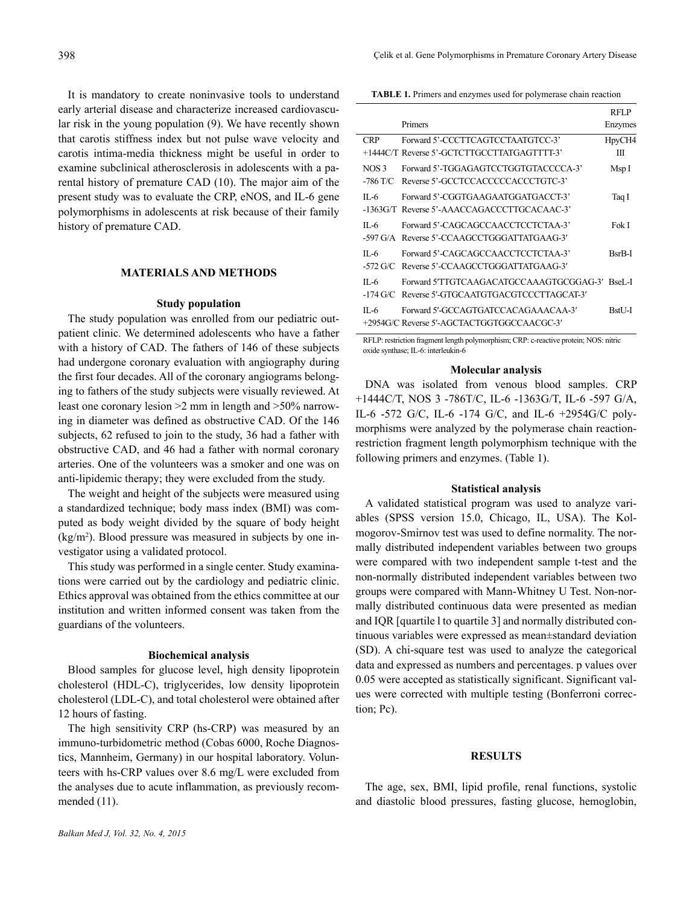It is mandatory to create noninvasive tools to understand early arterial disease and characterize increased cardiovascular risk in the young population (9). We have recently shown that carotis stiffness index but not pulse wave velocity and carotis intima-media thickness might be useful in order to examine subclinical atherosclerosis in adolescents with a parental history of premature CAD (10). The major aim of the present study was to evaluate the CRP, eNOS, and IL-6 gene polymorphisms in adolescents at risk because of their family history of premature CAD.

## MATERIALS AND METHODS

### Study population

The study population was enrolled from our pediatric outpatient clinic. We determined adolescents who have a father with a history of CAD. The fathers of 146 of these subjects had undergone coronary evaluation with angiography during the first four decades. All of the coronary angiograms belonging to fathers of the study subjects were visually reviewed. At least one coronary lesion >2 mm in length and >50% narrowing in diameter was defined as obstructive CAD. Of the 146 subjects, 62 refused to join to the study, 36 had a father with obstructive CAD, and 46 had a father with normal coronary arteries. One of the volunteers was a smoker and one was on anti-lipidemic therapy; they were excluded from the study.

The weight and height of the subjects were measured using a standardized technique; body mass index (BMI) was computed as body weight divided by the square of body height ($kg/m^2$). Blood pressure was measured in subjects by one investigator using a validated protocol.

This study was performed in a single center. Study examinations were carried out by the cardiology and pediatric clinic. Ethics approval was obtained from the ethics committee at our institution and written informed consent was taken from the guardians of the volunteers.

### Biochemical analysis

Blood samples for glucose level, high density lipoprotein cholesterol (HDL-C), triglycerides, low density lipoprotein cholesterol (LDL-C), and total cholesterol were obtained after 12 hours of fasting.

The high sensitivity CRP (hs-CRP) was measured by an immuno-turbidometric method (Cobas 6000, Roche Diagnostics, Mannheim, Germany) in our hospital laboratory. Volunteers with hs-CRP values over 8.6 mg/L were excluded from the analyses due to acute inflammation, as previously recommended (11).

**TABLE 1.** Primers and enzymes used for polymerase chain reaction

| | Primers | RFLP Enzymes |
|---|---|---|
| CRP +1444C/T | Forward 5'-CCCTTCAGTCCTAATGTCC-3' Reverse 5'-GCTCTTGCCTTATGAGTTTT-3' | HpyCH4 III |
| NOS 3 -786 T/C | Forward 5'-TGGAGAGTCCTGGTGTACCCCA-3' Reverse 5'-GCCTCCACCCCCACCCTGTC-3' | Msp I |
| IL-6 -1363G/T | Forward 5'-CGGTGAAGAATGGATGACCT-3' Reverse 5'-AAACCAGACCCTTGCACAAC-3' | Taq I |
| IL-6 -597 G/A | Forward 5'-CAGCAGCCAACCTCCTCTAA-3' Reverse 5'-CCAAGCCTGGGATTATGAAG-3′ | Fok I |
| IL-6 -572 G/C | Forward 5'-CAGCAGCCAACCTCCTCTAA-3' Reverse 5'-CCAAGCCTGGGATTATGAAG-3′ | BsrB-I |
| IL-6 -174 G/C | Forward 5'TTGTCAAGACATGCCAAAGTGCGGAG-3′ Reverse 5′-GTGCAATGTGACGTCCCTTAGCAT-3′ | BseL-I |
| IL-6 +2954G/C | Forward 5′-GCCAGTGATCCACAGAAACAA-3′ Reverse 5′-AGCTACTGGTGGCCAACGC-3′ | BstU-I |

RFLP: restriction fragment length polymorphism; CRP: c-reactive protein; NOS: nitric oxide synthase; IL-6: interleukin-6

### Molecular analysis

DNA was isolated from venous blood samples. CRP +1444C/T, NOS 3 -786T/C, IL-6 -1363G/T, IL-6 -597 G/A, IL-6 -572 G/C, IL-6 -174 G/C, and IL-6 +2954G/C polymorphisms were analyzed by the polymerase chain reaction-restriction fragment length polymorphism technique with the following primers and enzymes. (Table 1).

### Statistical analysis

A validated statistical program was used to analyze variables (SPSS version 15.0, Chicago, IL, USA). The Kolmogorov-Smirnov test was used to define normality. The normally distributed independent variables between two groups were compared with two independent sample t-test and the non-normally distributed independent variables between two groups were compared with Mann-Whitney U Test. Non-normally distributed continuous data were presented as median and IQR [quartile l to quartile 3] and normally distributed continuous variables were expressed as mean±standard deviation (SD). A chi-square test was used to analyze the categorical data and expressed as numbers and percentages. p values over 0.05 were accepted as statistically significant. Significant values were corrected with multiple testing (Bonferroni correction; Pc).

## RESULTS

The age, sex, BMI, lipid profile, renal functions, systolic and diastolic blood pressures, fasting glucose, hemoglobin,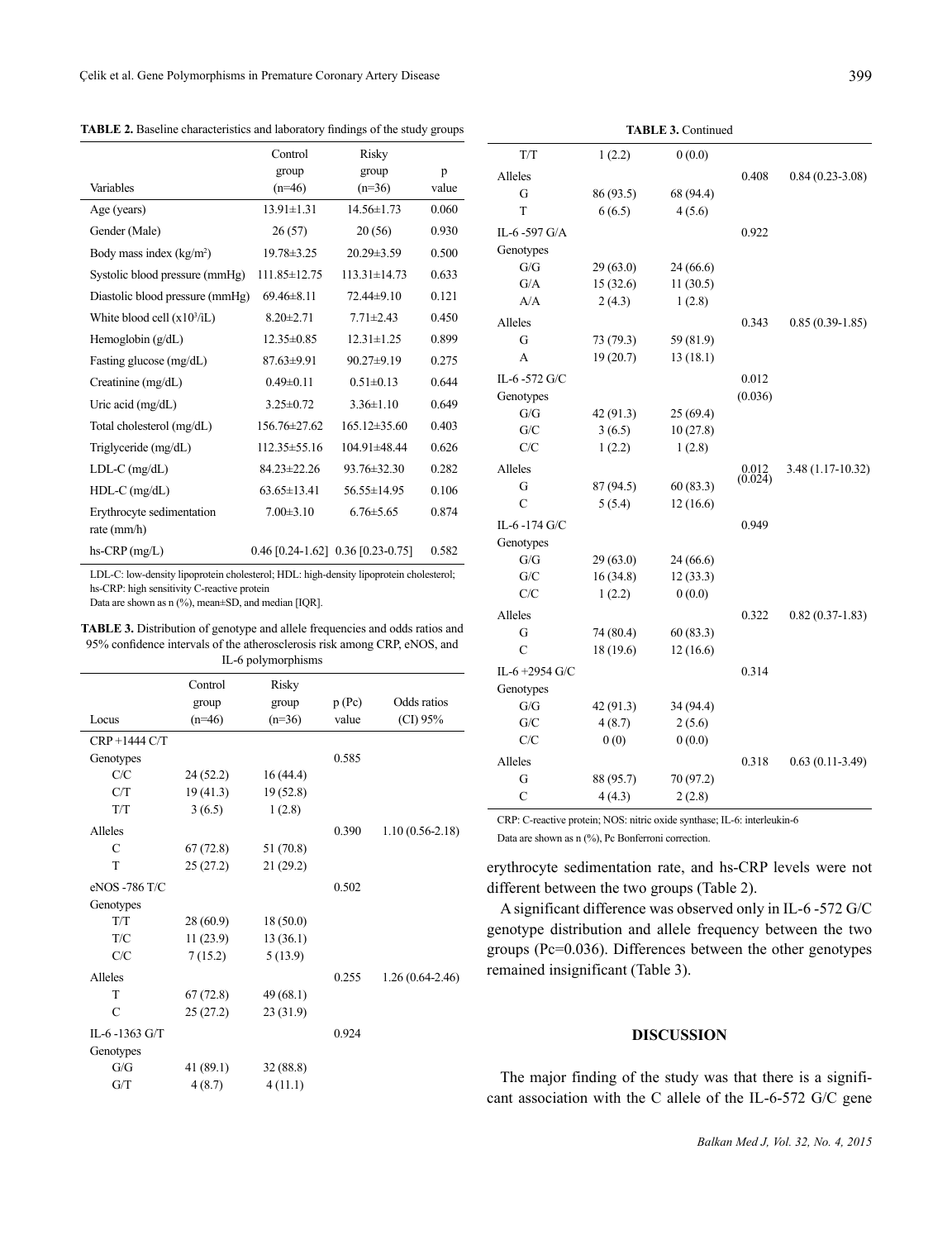**TABLE 2.** Baseline characteristics and laboratory findings of the study groups

| Variables | Control group (n=46) | Risky group (n=36) | p value |
|---|---|---|---|
| Age (years) | 13.91±1.31 | 14.56±1.73 | 0.060 |
| Gender (Male) | 26 (57) | 20 (56) | 0.930 |
| Body mass index (kg/m$^2$) | 19.78±3.25 | 20.29±3.59 | 0.500 |
| Systolic blood pressure (mmHg) | 111.85±12.75 | 113.31±14.73 | 0.633 |
| Diastolic blood pressure (mmHg) | 69.46±8.11 | 72.44±9.10 | 0.121 |
| White blood cell (x10$^3$/iL) | 8.20±2.71 | 7.71±2.43 | 0.450 |
| Hemoglobin (g/dL) | 12.35±0.85 | 12.31±1.25 | 0.899 |
| Fasting glucose (mg/dL) | 87.63±9.91 | 90.27±9.19 | 0.275 |
| Creatinine (mg/dL) | 0.49±0.11 | 0.51±0.13 | 0.644 |
| Uric acid (mg/dL) | 3.25±0.72 | 3.36±1.10 | 0.649 |
| Total cholesterol (mg/dL) | 156.76±27.62 | 165.12±35.60 | 0.403 |
| Triglyceride (mg/dL) | 112.35±55.16 | 104.91±48.44 | 0.626 |
| LDL-C (mg/dL) | 84.23±22.26 | 93.76±32.30 | 0.282 |
| HDL-C (mg/dL) | 63.65±13.41 | 56.55±14.95 | 0.106 |
| Erythrocyte sedimentation rate (mm/h) | 7.00±3.10 | 6.76±5.65 | 0.874 |
| hs-CRP (mg/L) | 0.46 [0.24-1.62] | 0.36 [0.23-0.75] | 0.582 |

LDL-C: low-density lipoprotein cholesterol; HDL: high-density lipoprotein cholesterol; hs-CRP: high sensitivity C-reactive protein
Data are shown as n (%), mean±SD, and median [IQR].

**TABLE 3.** Distribution of genotype and allele frequencies and odds ratios and 95% confidence intervals of the atherosclerosis risk among CRP, eNOS, and IL-6 polymorphisms

| Locus | Control group (n=46) | Risky group (n=36) | p (Pc) value | Odds ratios (CI) 95% |
|---|---|---|---|---|
| CRP +1444 C/T | | | | |
| Genotypes | | | 0.585 | |
| C/C | 24 (52.2) | 16 (44.4) | | |
| C/T | 19 (41.3) | 19 (52.8) | | |
| T/T | 3 (6.5) | 1 (2.8) | | |
| Alleles | | | 0.390 | 1.10 (0.56-2.18) |
| C | 67 (72.8) | 51 (70.8) | | |
| T | 25 (27.2) | 21 (29.2) | | |
| eNOS -786 T/C | | | 0.502 | |
| Genotypes | | | | |
| T/T | 28 (60.9) | 18 (50.0) | | |
| T/C | 11 (23.9) | 13 (36.1) | | |
| C/C | 7 (15.2) | 5 (13.9) | | |
| Alleles | | | 0.255 | 1.26 (0.64-2.46) |
| T | 67 (72.8) | 49 (68.1) | | |
| C | 25 (27.2) | 23 (31.9) | | |
| IL-6 -1363 G/T | | | 0.924 | |
| Genotypes | | | | |
| G/G | 41 (89.1) | 32 (88.8) | | |
| G/T | 4 (8.7) | 4 (11.1) | | |
| T/T | 1 (2.2) | 0 (0.0) | | |
| Alleles | | | 0.408 | 0.84 (0.23-3.08) |
| G | 86 (93.5) | 68 (94.4) | | |
| T | 6 (6.5) | 4 (5.6) | | |
| IL-6 -597 G/A | | | 0.922 | |
| Genotypes | | | | |
| G/G | 29 (63.0) | 24 (66.6) | | |
| G/A | 15 (32.6) | 11 (30.5) | | |
| A/A | 2 (4.3) | 1 (2.8) | | |
| Alleles | | | 0.343 | 0.85 (0.39-1.85) |
| G | 73 (79.3) | 59 (81.9) | | |
| A | 19 (20.7) | 13 (18.1) | | |
| IL-6 -572 G/C | | | 0.012 | |
| Genotypes | | | (0.036) | |
| G/G | 42 (91.3) | 25 (69.4) | | |
| G/C | 3 (6.5) | 10 (27.8) | | |
| C/C | 1 (2.2) | 1 (2.8) | | |
| Alleles | | | 0.012 (0.024) | 3.48 (1.17-10.32) |
| G | 87 (94.5) | 60 (83.3) | | |
| C | 5 (5.4) | 12 (16.6) | | |
| IL-6 -174 G/C | | | 0.949 | |
| Genotypes | | | | |
| G/G | 29 (63.0) | 24 (66.6) | | |
| G/C | 16 (34.8) | 12 (33.3) | | |
| C/C | 1 (2.2) | 0 (0.0) | | |
| Alleles | | | 0.322 | 0.82 (0.37-1.83) |
| G | 74 (80.4) | 60 (83.3) | | |
| C | 18 (19.6) | 12 (16.6) | | |
| IL-6 +2954 G/C | | | 0.314 | |
| Genotypes | | | | |
| G/G | 42 (91.3) | 34 (94.4) | | |
| G/C | 4 (8.7) | 2 (5.6) | | |
| C/C | 0 (0) | 0 (0.0) | | |
| Alleles | | | 0.318 | 0.63 (0.11-3.49) |
| G | 88 (95.7) | 70 (97.2) | | |
| C | 4 (4.3) | 2 (2.8) | | |

CRP: C-reactive protein; NOS: nitric oxide synthase; IL-6: interleukin-6
Data are shown as n (%), Pc Bonferroni correction.

erythrocyte sedimentation rate, and hs-CRP levels were not different between the two groups (Table 2).

A significant difference was observed only in IL-6 -572 G/C genotype distribution and allele frequency between the two groups (Pc=0.036). Differences between the other genotypes remained insignificant (Table 3).

## DISCUSSION

The major finding of the study was that there is a significant association with the C allele of the IL-6-572 G/C gene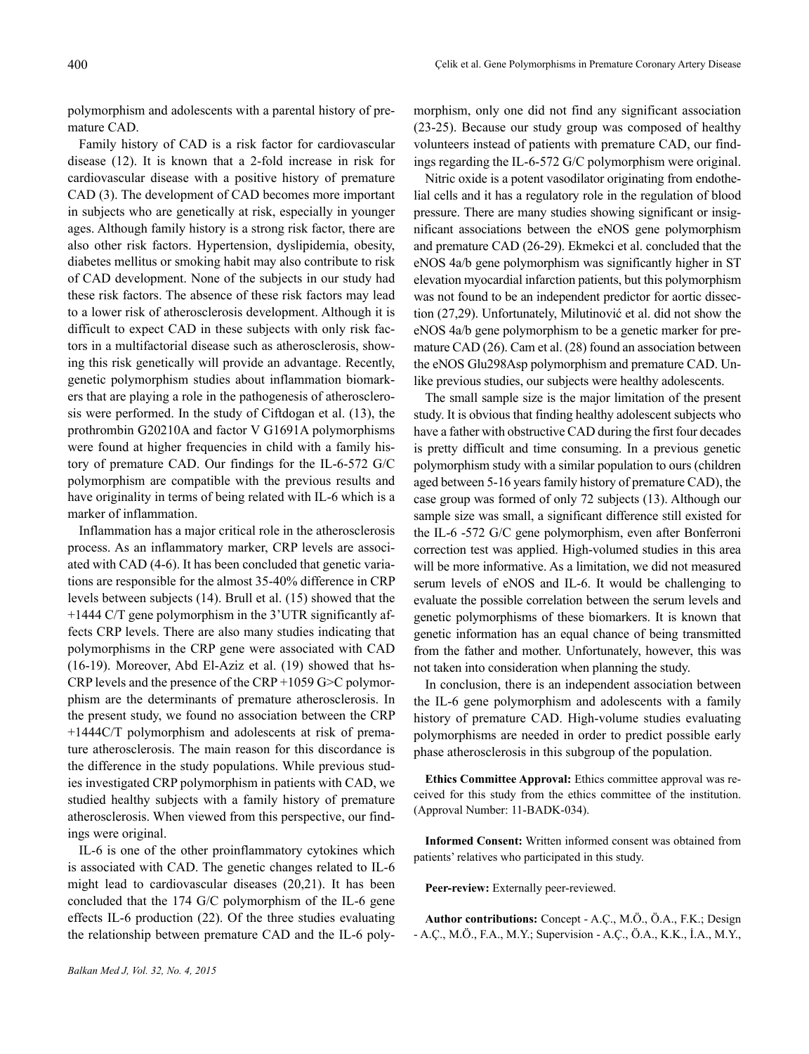polymorphism and adolescents with a parental history of premature CAD.

Family history of CAD is a risk factor for cardiovascular disease (12). It is known that a 2-fold increase in risk for cardiovascular disease with a positive history of premature CAD (3). The development of CAD becomes more important in subjects who are genetically at risk, especially in younger ages. Although family history is a strong risk factor, there are also other risk factors. Hypertension, dyslipidemia, obesity, diabetes mellitus or smoking habit may also contribute to risk of CAD development. None of the subjects in our study had these risk factors. The absence of these risk factors may lead to a lower risk of atherosclerosis development. Although it is difficult to expect CAD in these subjects with only risk factors in a multifactorial disease such as atherosclerosis, showing this risk genetically will provide an advantage. Recently, genetic polymorphism studies about inflammation biomarkers that are playing a role in the pathogenesis of atherosclerosis were performed. In the study of Ciftdogan et al. (13), the prothrombin G20210A and factor V G1691A polymorphisms were found at higher frequencies in child with a family history of premature CAD. Our findings for the IL-6-572 G/C polymorphism are compatible with the previous results and have originality in terms of being related with IL-6 which is a marker of inflammation.

Inflammation has a major critical role in the atherosclerosis process. As an inflammatory marker, CRP levels are associated with CAD (4-6). It has been concluded that genetic variations are responsible for the almost 35-40% difference in CRP levels between subjects (14). Brull et al. (15) showed that the +1444 C/T gene polymorphism in the 3'UTR significantly affects CRP levels. There are also many studies indicating that polymorphisms in the CRP gene were associated with CAD (16-19). Moreover, Abd El-Aziz et al. (19) showed that hs-CRP levels and the presence of the CRP +1059 G>C polymorphism are the determinants of premature atherosclerosis. In the present study, we found no association between the CRP +1444C/T polymorphism and adolescents at risk of premature atherosclerosis. The main reason for this discordance is the difference in the study populations. While previous studies investigated CRP polymorphism in patients with CAD, we studied healthy subjects with a family history of premature atherosclerosis. When viewed from this perspective, our findings were original.

IL-6 is one of the other proinflammatory cytokines which is associated with CAD. The genetic changes related to IL-6 might lead to cardiovascular diseases (20,21). It has been concluded that the 174 G/C polymorphism of the IL-6 gene effects IL-6 production (22). Of the three studies evaluating the relationship between premature CAD and the IL-6 polymorphism, only one did not find any significant association (23-25). Because our study group was composed of healthy volunteers instead of patients with premature CAD, our findings regarding the IL-6-572 G/C polymorphism were original.

Nitric oxide is a potent vasodilator originating from endothelial cells and it has a regulatory role in the regulation of blood pressure. There are many studies showing significant or insignificant associations between the eNOS gene polymorphism and premature CAD (26-29). Ekmekci et al. concluded that the eNOS 4a/b gene polymorphism was significantly higher in ST elevation myocardial infarction patients, but this polymorphism was not found to be an independent predictor for aortic dissection (27,29). Unfortunately, Milutinović et al. did not show the eNOS 4a/b gene polymorphism to be a genetic marker for premature CAD (26). Cam et al. (28) found an association between the eNOS Glu298Asp polymorphism and premature CAD. Unlike previous studies, our subjects were healthy adolescents.

The small sample size is the major limitation of the present study. It is obvious that finding healthy adolescent subjects who have a father with obstructive CAD during the first four decades is pretty difficult and time consuming. In a previous genetic polymorphism study with a similar population to ours (children aged between 5-16 years family history of premature CAD), the case group was formed of only 72 subjects (13). Although our sample size was small, a significant difference still existed for the IL-6 -572 G/C gene polymorphism, even after Bonferroni correction test was applied. High-volumed studies in this area will be more informative. As a limitation, we did not measured serum levels of eNOS and IL-6. It would be challenging to evaluate the possible correlation between the serum levels and genetic polymorphisms of these biomarkers. It is known that genetic information has an equal chance of being transmitted from the father and mother. Unfortunately, however, this was not taken into consideration when planning the study.

In conclusion, there is an independent association between the IL-6 gene polymorphism and adolescents with a family history of premature CAD. High-volume studies evaluating polymorphisms are needed in order to predict possible early phase atherosclerosis in this subgroup of the population.

**Ethics Committee Approval:** Ethics committee approval was received for this study from the ethics committee of the institution. (Approval Number: 11-BADK-034).

**Informed Consent:** Written informed consent was obtained from patients' relatives who participated in this study.

**Peer-review:** Externally peer-reviewed.

**Author contributions:** Concept - A.Ç., M.Ö., Ö.A., F.K.; Design - A.Ç., M.Ö., F.A., M.Y.; Supervision - A.Ç., Ö.A., K.K., İ.A., M.Y.,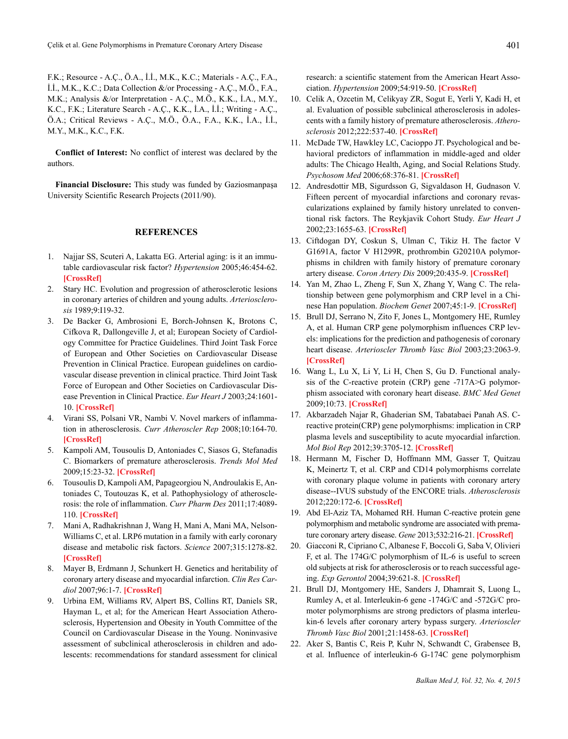F.K.; Resource - A.Ç., Ö.A., İ.İ., M.K., K.C.; Materials - A.Ç., F.A., İ.İ., M.K., K.C.; Data Collection &/or Processing - A.Ç., M.Ö., F.A., M.K.; Analysis &/or Interpretation - A.Ç., M.Ö., K.K., İ.A., M.Y., K.C., F.K.; Literature Search - A.Ç., K.K., İ.A., İ.İ.; Writing - A.Ç., Ö.A.; Critical Reviews - A.Ç., M.Ö., Ö.A., F.A., K.K., İ.A., İ.İ., M.Y., M.K., K.C., F.K.

**Conflict of Interest:** No conflict of interest was declared by the authors.

**Financial Disclosure:** This study was funded by Gaziosmanpaşa University Scientific Research Projects (2011/90).

## REFERENCES

1. Najjar SS, Scuteri A, Lakatta EG. Arterial aging: is it an immutable cardiovascular risk factor? *Hypertension* 2005;46:454-62. **[CrossRef]**
2. Stary HC. Evolution and progression of atherosclerotic lesions in coronary arteries of children and young adults. *Arteriosclerosis* 1989;9:I19-32.
3. De Backer G, Ambrosioni E, Borch-Johnsen K, Brotons C, Cifkova R, Dallongeville J, et al; European Society of Cardiology Committee for Practice Guidelines. Third Joint Task Force of European and Other Societies on Cardiovascular Disease Prevention in Clinical Practice. European guidelines on cardiovascular disease prevention in clinical practice. Third Joint Task Force of European and Other Societies on Cardiovascular Disease Prevention in Clinical Practice. *Eur Heart J* 2003;24:1601-10. **[CrossRef]**
4. Virani SS, Polsani VR, Nambi V. Novel markers of inflammation in atherosclerosis. *Curr Atheroscler Rep* 2008;10:164-70. **[CrossRef]**
5. Kampoli AM, Tousoulis D, Antoniades C, Siasos G, Stefanadis C. Biomarkers of premature atherosclerosis. *Trends Mol Med* 2009;15:23-32. **[CrossRef]**
6. Tousoulis D, Kampoli AM, Papageorgiou N, Androulakis E, Antoniades C, Toutouzas K, et al. Pathophysiology of atherosclerosis: the role of inflammation. *Curr Pharm Des* 2011;17:4089-110. **[CrossRef]**
7. Mani A, Radhakrishnan J, Wang H, Mani A, Mani MA, Nelson-Williams C, et al. LRP6 mutation in a family with early coronary disease and metabolic risk factors. *Science* 2007;315:1278-82. **[CrossRef]**
8. Mayer B, Erdmann J, Schunkert H. Genetics and heritability of coronary artery disease and myocardial infarction. *Clin Res Cardiol* 2007;96:1-7. **[CrossRef]**
9. Urbina EM, Williams RV, Alpert BS, Collins RT, Daniels SR, Hayman L, et al; for the American Heart Association Atherosclerosis, Hypertension and Obesity in Youth Committee of the Council on Cardiovascular Disease in the Young. Noninvasive assessment of subclinical atherosclerosis in children and adolescents: recommendations for standard assessment for clinical research: a scientific statement from the American Heart Association. *Hypertension* 2009;54:919-50. **[CrossRef]**
10. Celik A, Ozcetin M, Celikyay ZR, Sogut E, Yerli Y, Kadi H, et al. Evaluation of possible subclinical atherosclerosis in adolescents with a family history of premature atherosclerosis. *Atherosclerosis* 2012;222:537-40. **[CrossRef]**
11. McDade TW, Hawkley LC, Cacioppo JT. Psychological and behavioral predictors of inflammation in middle-aged and older adults: The Chicago Health, Aging, and Social Relations Study. *Psychosom Med* 2006;68:376-81. **[CrossRef]**
12. Andresdottir MB, Sigurdsson G, Sigvaldason H, Gudnason V. Fifteen percent of myocardial infarctions and coronary revascularizations explained by family history unrelated to conventional risk factors. The Reykjavik Cohort Study. *Eur Heart J* 2002;23:1655-63. **[CrossRef]**
13. Ciftdogan DY, Coskun S, Ulman C, Tikiz H. The factor V G1691A, factor V H1299R, prothrombin G20210A polymorphisms in children with family history of premature coronary artery disease. *Coron Artery Dis* 2009;20:435-9. **[CrossRef]**
14. Yan M, Zhao L, Zheng F, Sun X, Zhang Y, Wang C. The relationship between gene polymorphism and CRP level in a Chinese Han population. *Biochem Genet* 2007;45:1-9. **[CrossRef]**
15. Brull DJ, Serrano N, Zito F, Jones L, Montgomery HE, Rumley A, et al. Human CRP gene polymorphism influences CRP levels: implications for the prediction and pathogenesis of coronary heart disease. *Arterioscler Thromb Vasc Biol* 2003;23:2063-9. **[CrossRef]**
16. Wang L, Lu X, Li Y, Li H, Chen S, Gu D. Functional analysis of the C-reactive protein (CRP) gene -717A>G polymorphism associated with coronary heart disease. *BMC Med Genet* 2009;10:73. **[CrossRef]**
17. Akbarzadeh Najar R, Ghaderian SM, Tabatabaei Panah AS. C-reactive protein(CRP) gene polymorphisms: implication in CRP plasma levels and susceptibility to acute myocardial infarction. *Mol Biol Rep* 2012;39:3705-12. **[CrossRef]**
18. Hermann M, Fischer D, Hoffmann MM, Gasser T, Quitzau K, Meinertz T, et al. CRP and CD14 polymorphisms correlate with coronary plaque volume in patients with coronary artery disease--IVUS substudy of the ENCORE trials. *Atherosclerosis* 2012;220:172-6. **[CrossRef]**
19. Abd El-Aziz TA, Mohamed RH. Human C-reactive protein gene polymorphism and metabolic syndrome are associated with premature coronary artery disease. *Gene* 2013;532:216-21. **[CrossRef]**
20. Giacconi R, Cipriano C, Albanese F, Boccoli G, Saba V, Olivieri F, et al. The 174G/C polymorphism of IL-6 is useful to screen old subjects at risk for atherosclerosis or to reach successful ageing. *Exp Gerontol* 2004;39:621-8. **[CrossRef]**
21. Brull DJ, Montgomery HE, Sanders J, Dhamrait S, Luong L, Rumley A, et al. Interleukin-6 gene -174G/C and -572G/C promoter polymorphisms are strong predictors of plasma interleukin-6 levels after coronary artery bypass surgery. *Arterioscler Thromb Vasc Biol* 2001;21:1458-63. **[CrossRef]**
22. Aker S, Bantis C, Reis P, Kuhr N, Schwandt C, Grabensee B, et al. Influence of interleukin-6 G-174C gene polymorphism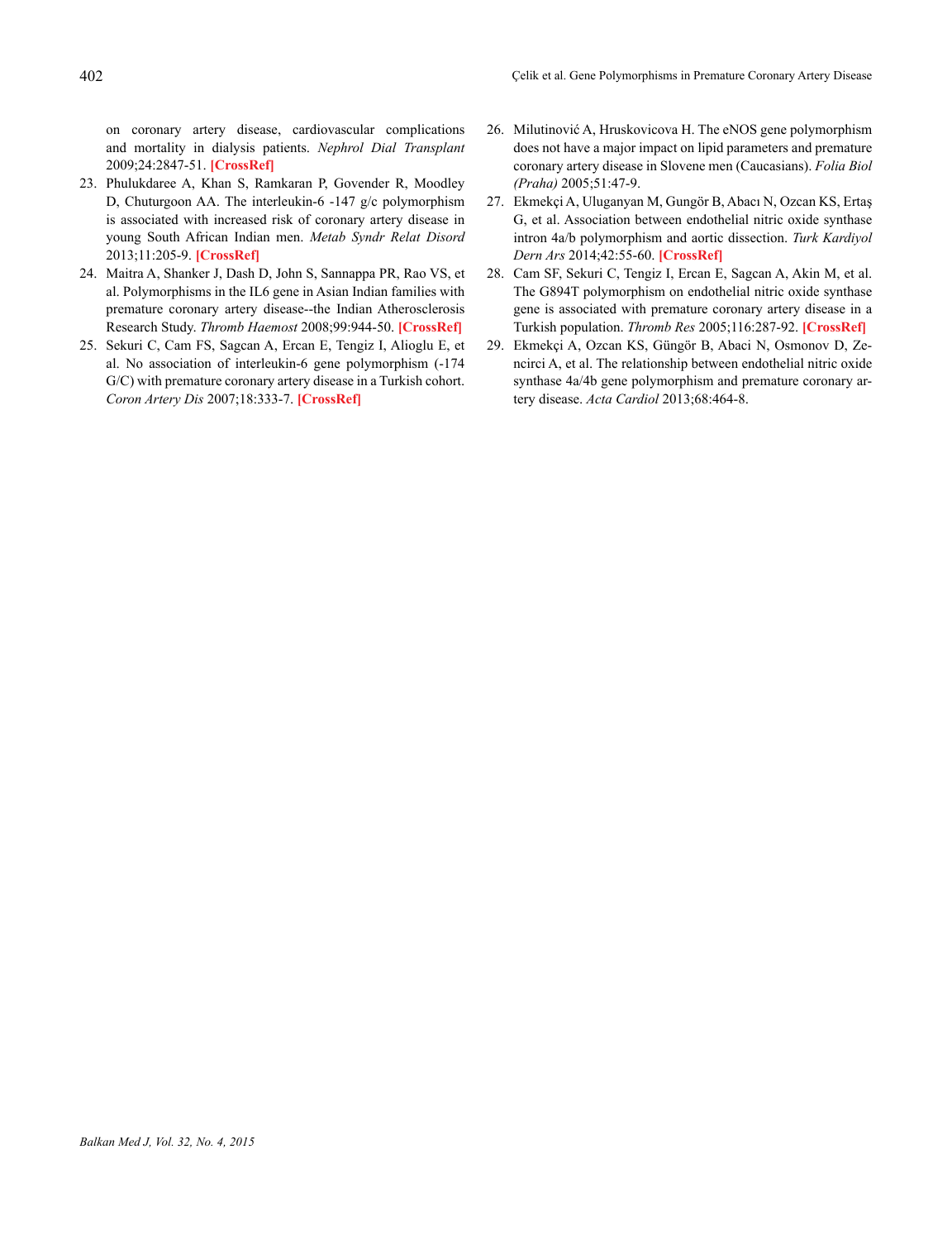on coronary artery disease, cardiovascular complications and mortality in dialysis patients. *Nephrol Dial Transplant* 2009;24:2847-51. **[CrossRef]**

23. Phulukdaree A, Khan S, Ramkaran P, Govender R, Moodley D, Chuturgoon AA. The interleukin-6 -147 g/c polymorphism is associated with increased risk of coronary artery disease in young South African Indian men. *Metab Syndr Relat Disord* 2013;11:205-9. **[CrossRef]**
24. Maitra A, Shanker J, Dash D, John S, Sannappa PR, Rao VS, et al. Polymorphisms in the IL6 gene in Asian Indian families with premature coronary artery disease--the Indian Atherosclerosis Research Study. *Thromb Haemost* 2008;99:944-50. **[CrossRef]**
25. Sekuri C, Cam FS, Sagcan A, Ercan E, Tengiz I, Alioglu E, et al. No association of interleukin-6 gene polymorphism (-174 G/C) with premature coronary artery disease in a Turkish cohort. *Coron Artery Dis* 2007;18:333-7. **[CrossRef]**
26. Milutinović A, Hruskovicova H. The eNOS gene polymorphism does not have a major impact on lipid parameters and premature coronary artery disease in Slovene men (Caucasians). *Folia Biol (Praha)* 2005;51:47-9.
27. Ekmekçi A, Uluganyan M, Gungör B, Abacı N, Ozcan KS, Ertaş G, et al. Association between endothelial nitric oxide synthase intron 4a/b polymorphism and aortic dissection. *Turk Kardiyol Dern Ars* 2014;42:55-60. **[CrossRef]**
28. Cam SF, Sekuri C, Tengiz I, Ercan E, Sagcan A, Akin M, et al. The G894T polymorphism on endothelial nitric oxide synthase gene is associated with premature coronary artery disease in a Turkish population. *Thromb Res* 2005;116:287-92. **[CrossRef]**
29. Ekmekçi A, Ozcan KS, Güngör B, Abaci N, Osmonov D, Zencirci A, et al. The relationship between endothelial nitric oxide synthase 4a/4b gene polymorphism and premature coronary artery disease. *Acta Cardiol* 2013;68:464-8.